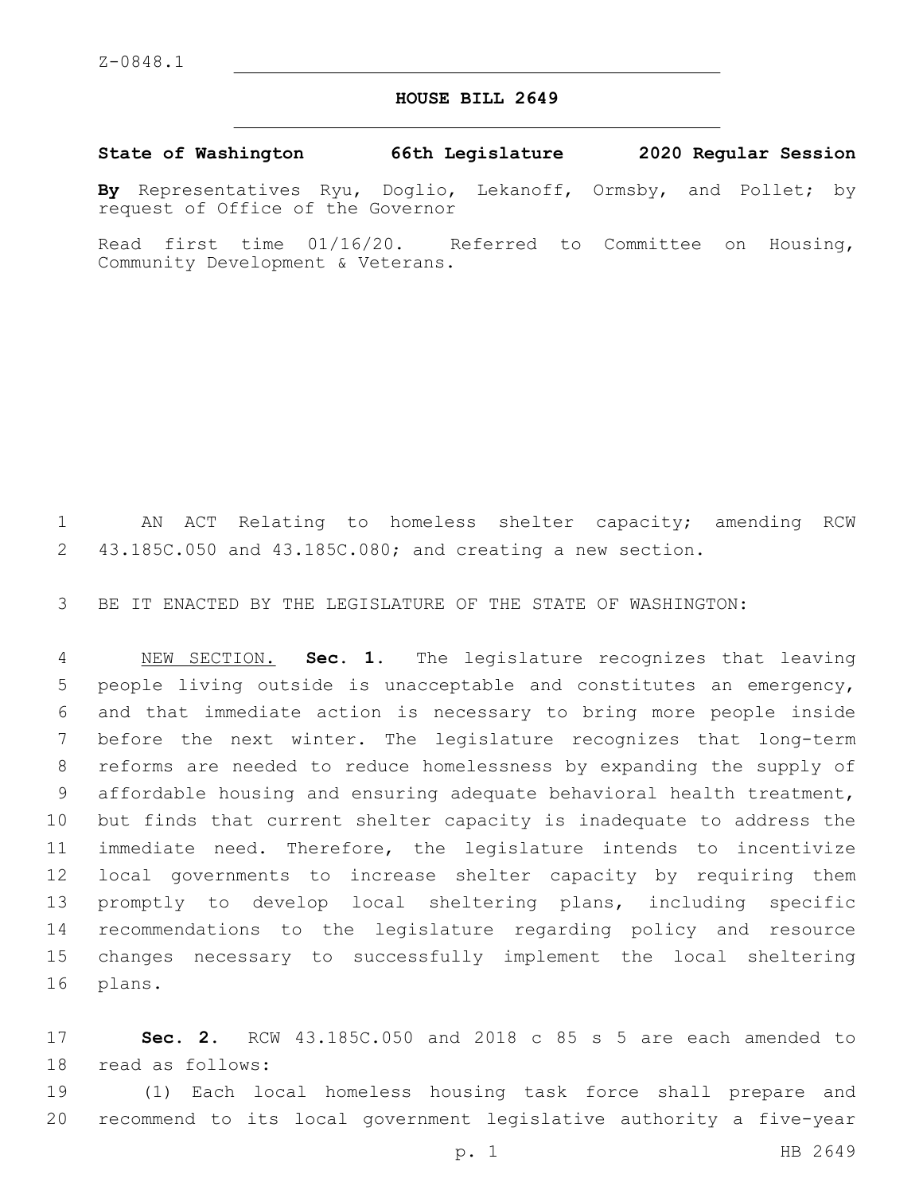Z-0848.1

# HOUSE BILL 2649

**State of Washington 66th Legislature 2020 Regular Session**

**By** Representatives Ryu, Doglio, Lekanoff, Ormsby, and Pollet; by request of Office of the Governor

Read first time 01/16/20. Referred to Committee on Housing, Community Development & Veterans.

AN ACT Relating to homeless shelter capacity; amending RCW 43.185C.050 and 43.185C.080; and creating a new section.

BE IT ENACTED BY THE LEGISLATURE OF THE STATE OF WASHINGTON:

NEW SECTION. **Sec. 1.** The legislature recognizes that leaving people living outside is unacceptable and constitutes an emergency, and that immediate action is necessary to bring more people inside before the next winter. The legislature recognizes that long-term reforms are needed to reduce homelessness by expanding the supply of affordable housing and ensuring adequate behavioral health treatment, but finds that current shelter capacity is inadequate to address the immediate need. Therefore, the legislature intends to incentivize local governments to increase shelter capacity by requiring them promptly to develop local sheltering plans, including specific recommendations to the legislature regarding policy and resource changes necessary to successfully implement the local sheltering plans.

**Sec. 2.** RCW 43.185C.050 and 2018 c 85 s 5 are each amended to read as follows:

(1) Each local homeless housing task force shall prepare and recommend to its local government legislative authority a five-year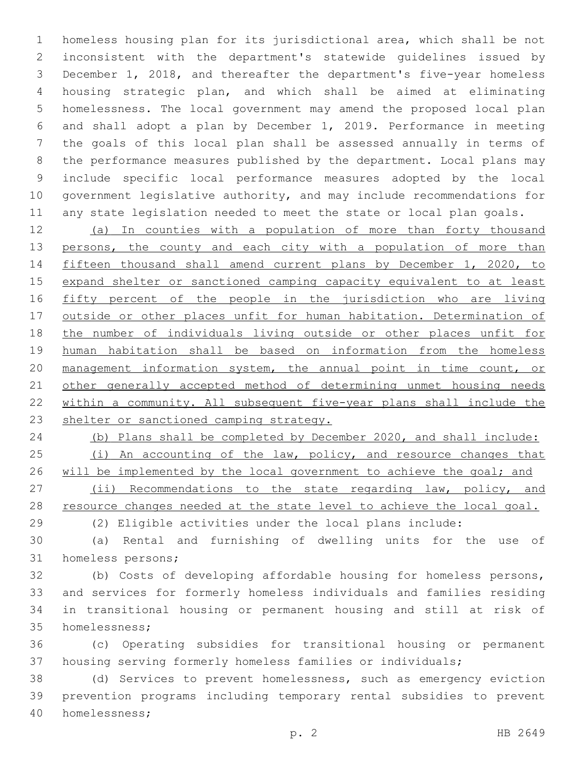homeless housing plan for its jurisdictional area, which shall be not inconsistent with the department's statewide guidelines issued by December 1, 2018, and thereafter the department's five-year homeless housing strategic plan, and which shall be aimed at eliminating homelessness. The local government may amend the proposed local plan and shall adopt a plan by December 1, 2019. Performance in meeting the goals of this local plan shall be assessed annually in terms of the performance measures published by the department. Local plans may include specific local performance measures adopted by the local government legislative authority, and may include recommendations for any state legislation needed to meet the state or local plan goals.

<u>(a) In counties with a population of more than forty thousand persons, the county and each city with a population of more than fifteen thousand shall amend current plans by December 1, 2020, to expand shelter or sanctioned camping capacity equivalent to at least fifty percent of the people in the jurisdiction who are living outside or other places unfit for human habitation. Determination of the number of individuals living outside or other places unfit for human habitation shall be based on information from the homeless management information system, the annual point in time count, or other generally accepted method of determining unmet housing needs within a community. All subsequent five-year plans shall include the shelter or sanctioned camping strategy.</u>

<u>(b) Plans shall be completed by December 2020, and shall include:</u>

<u>(i) An accounting of the law, policy, and resource changes that will be implemented by the local government to achieve the goal; and</u>

<u>(ii) Recommendations to the state regarding law, policy, and resource changes needed at the state level to achieve the local goal.</u>

(2) Eligible activities under the local plans include:

(a) Rental and furnishing of dwelling units for the use of homeless persons;

(b) Costs of developing affordable housing for homeless persons, and services for formerly homeless individuals and families residing in transitional housing or permanent housing and still at risk of homelessness;

(c) Operating subsidies for transitional housing or permanent housing serving formerly homeless families or individuals;

(d) Services to prevent homelessness, such as emergency eviction prevention programs including temporary rental subsidies to prevent homelessness;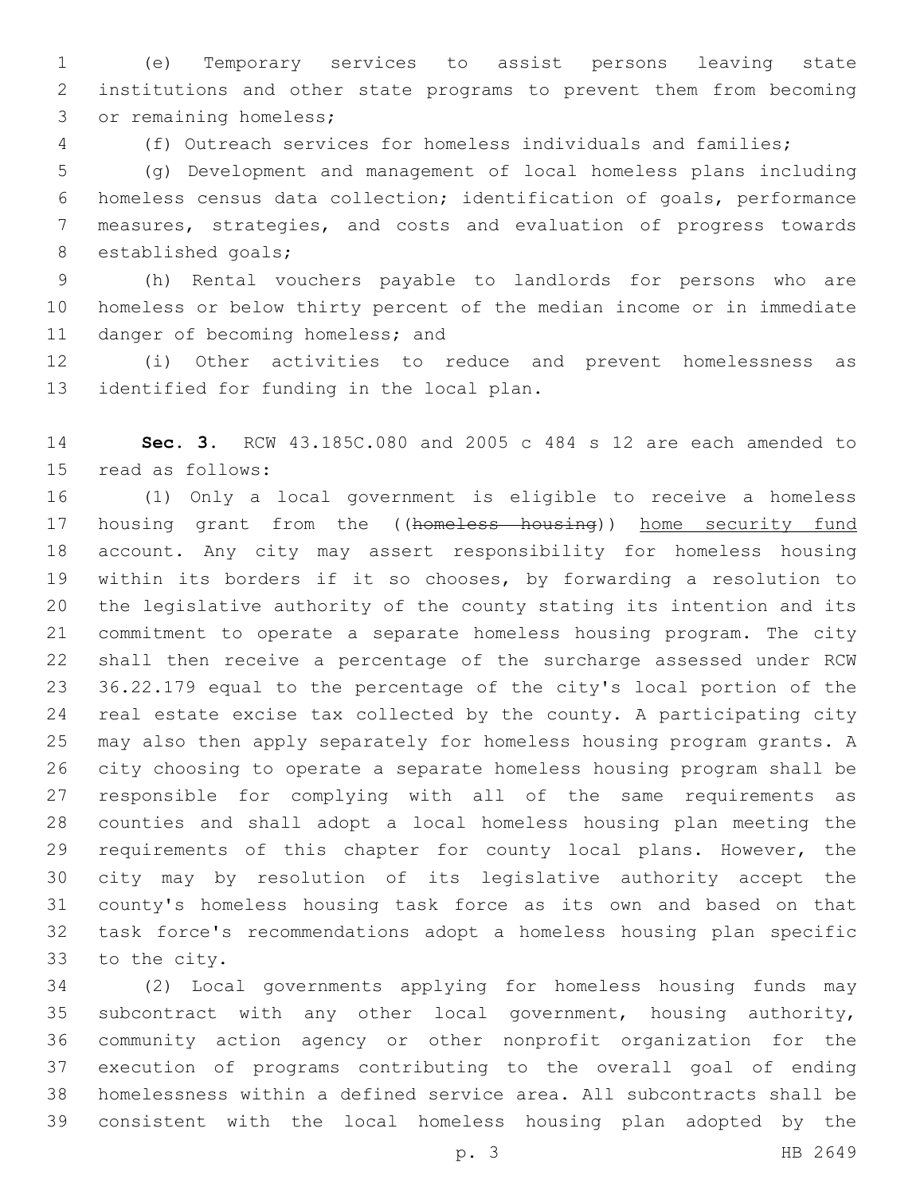(e) Temporary services to assist persons leaving state institutions and other state programs to prevent them from becoming or remaining homeless;

(f) Outreach services for homeless individuals and families;

(g) Development and management of local homeless plans including homeless census data collection; identification of goals, performance measures, strategies, and costs and evaluation of progress towards established goals;

(h) Rental vouchers payable to landlords for persons who are homeless or below thirty percent of the median income or in immediate danger of becoming homeless; and

(i) Other activities to reduce and prevent homelessness as identified for funding in the local plan.

**Sec. 3.** RCW 43.185C.080 and 2005 c 484 s 12 are each amended to read as follows:

(1) Only a local government is eligible to receive a homeless housing grant from the ((~~homeless housing~~)) <u>home security fund</u> account. Any city may assert responsibility for homeless housing within its borders if it so chooses, by forwarding a resolution to the legislative authority of the county stating its intention and its commitment to operate a separate homeless housing program. The city shall then receive a percentage of the surcharge assessed under RCW 36.22.179 equal to the percentage of the city's local portion of the real estate excise tax collected by the county. A participating city may also then apply separately for homeless housing program grants. A city choosing to operate a separate homeless housing program shall be responsible for complying with all of the same requirements as counties and shall adopt a local homeless housing plan meeting the requirements of this chapter for county local plans. However, the city may by resolution of its legislative authority accept the county's homeless housing task force as its own and based on that task force's recommendations adopt a homeless housing plan specific to the city.

(2) Local governments applying for homeless housing funds may subcontract with any other local government, housing authority, community action agency or other nonprofit organization for the execution of programs contributing to the overall goal of ending homelessness within a defined service area. All subcontracts shall be consistent with the local homeless housing plan adopted by the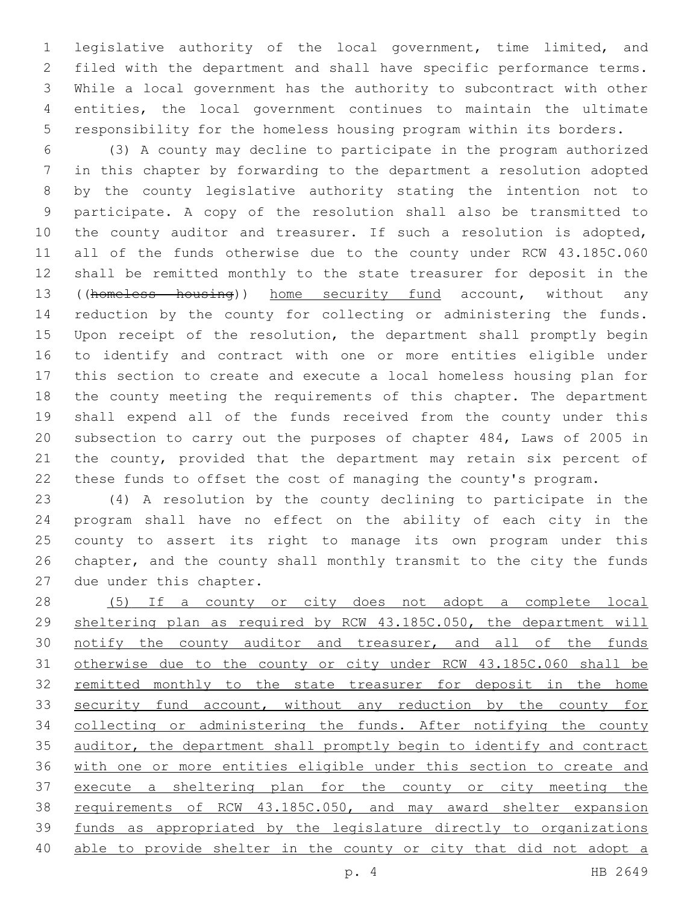legislative authority of the local government, time limited, and filed with the department and shall have specific performance terms. While a local government has the authority to subcontract with other entities, the local government continues to maintain the ultimate responsibility for the homeless housing program within its borders.

(3) A county may decline to participate in the program authorized in this chapter by forwarding to the department a resolution adopted by the county legislative authority stating the intention not to participate. A copy of the resolution shall also be transmitted to the county auditor and treasurer. If such a resolution is adopted, all of the funds otherwise due to the county under RCW 43.185C.060 shall be remitted monthly to the state treasurer for deposit in the ((~~homeless housing~~)) <u>home security fund</u> account, without any reduction by the county for collecting or administering the funds. Upon receipt of the resolution, the department shall promptly begin to identify and contract with one or more entities eligible under this section to create and execute a local homeless housing plan for the county meeting the requirements of this chapter. The department shall expend all of the funds received from the county under this subsection to carry out the purposes of chapter 484, Laws of 2005 in the county, provided that the department may retain six percent of these funds to offset the cost of managing the county's program.

(4) A resolution by the county declining to participate in the program shall have no effect on the ability of each city in the county to assert its right to manage its own program under this chapter, and the county shall monthly transmit to the city the funds due under this chapter.

<u>(5) If a county or city does not adopt a complete local sheltering plan as required by RCW 43.185C.050, the department will notify the county auditor and treasurer, and all of the funds otherwise due to the county or city under RCW 43.185C.060 shall be remitted monthly to the state treasurer for deposit in the home security fund account, without any reduction by the county for collecting or administering the funds. After notifying the county auditor, the department shall promptly begin to identify and contract with one or more entities eligible under this section to create and execute a sheltering plan for the county or city meeting the requirements of RCW 43.185C.050, and may award shelter expansion funds as appropriated by the legislature directly to organizations able to provide shelter in the county or city that did not adopt a</u>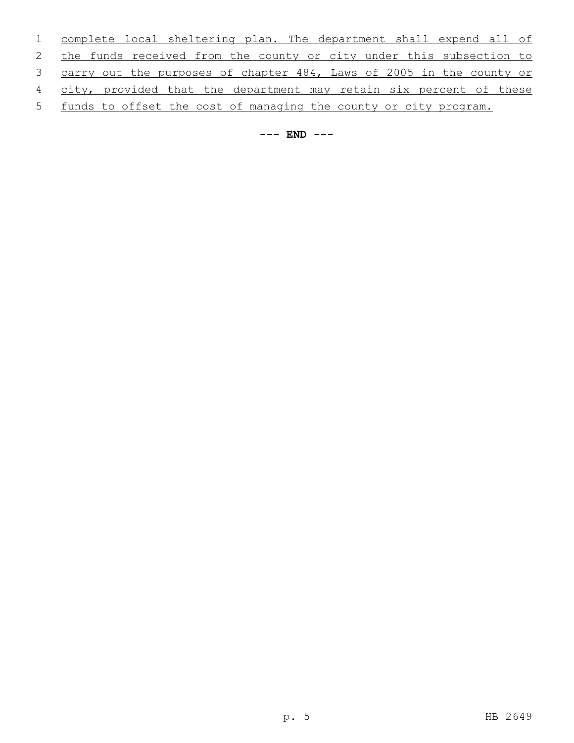complete local sheltering plan. The department shall expend all of the funds received from the county or city under this subsection to carry out the purposes of chapter 484, Laws of 2005 in the county or city, provided that the department may retain six percent of these funds to offset the cost of managing the county or city program.

**--- END ---**